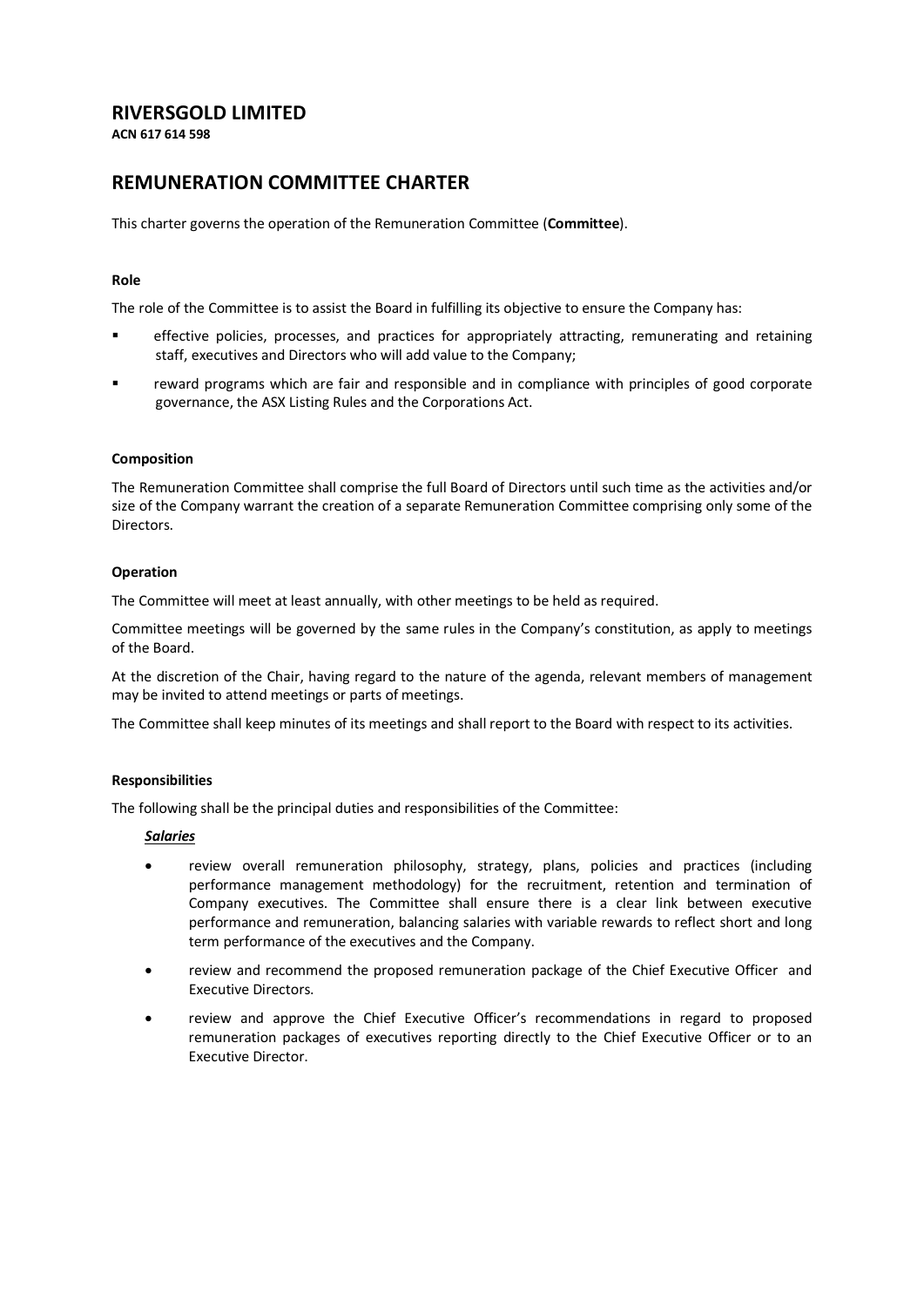# RIVERSGOLD LIMITED

**ACN 617 614 598**

## REMUNERATION COMMITTEE CHARTER

This charter governs the operation of the Remuneration Committee (**Committee**).

### Role

The role of the Committee is to assist the Board in fulfilling its objective to ensure the Company has:

- effective policies, processes, and practices for appropriately attracting, remunerating and retaining staff, executives and Directors who will add value to the Company;
- reward programs which are fair and responsible and in compliance with principles of good corporate governance, the ASX Listing Rules and the Corporations Act.

### Composition

The Remuneration Committee shall comprise the full Board of Directors until such time as the activities and/or size of the Company warrant the creation of a separate Remuneration Committee comprising only some of the Directors.

### Operation

The Committee will meet at least annually, with other meetings to be held as required.

Committee meetings will be governed by the same rules in the Company's constitution, as apply to meetings of the Board.

At the discretion of the Chair, having regard to the nature of the agenda, relevant members of management may be invited to attend meetings or parts of meetings.

The Committee shall keep minutes of its meetings and shall report to the Board with respect to its activities.

### Responsibilities

The following shall be the principal duties and responsibilities of the Committee:

***Salaries***

- review overall remuneration philosophy, strategy, plans, policies and practices (including performance management methodology) for the recruitment, retention and termination of Company executives. The Committee shall ensure there is a clear link between executive performance and remuneration, balancing salaries with variable rewards to reflect short and long term performance of the executives and the Company.
- review and recommend the proposed remuneration package of the Chief Executive Officer and Executive Directors.
- review and approve the Chief Executive Officer's recommendations in regard to proposed remuneration packages of executives reporting directly to the Chief Executive Officer or to an Executive Director.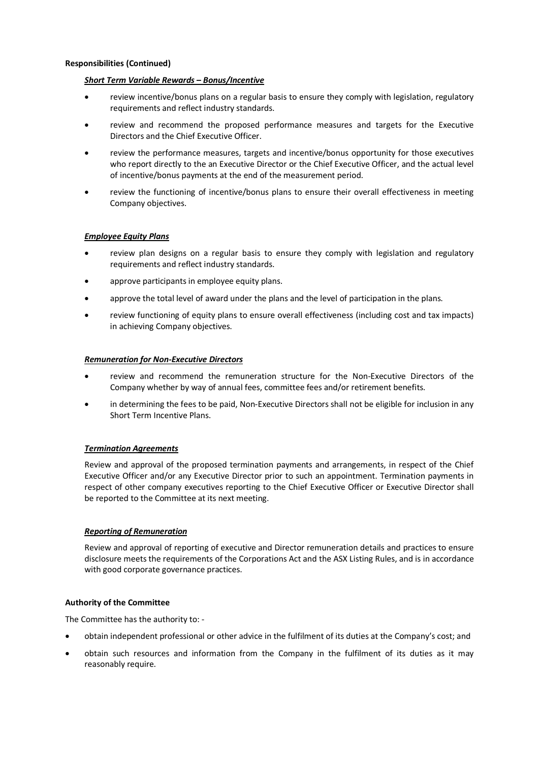**Responsibilities (Continued)**

***Short Term Variable Rewards – Bonus/Incentive***

- review incentive/bonus plans on a regular basis to ensure they comply with legislation, regulatory requirements and reflect industry standards.
- review and recommend the proposed performance measures and targets for the Executive Directors and the Chief Executive Officer.
- review the performance measures, targets and incentive/bonus opportunity for those executives who report directly to the an Executive Director or the Chief Executive Officer, and the actual level of incentive/bonus payments at the end of the measurement period.
- review the functioning of incentive/bonus plans to ensure their overall effectiveness in meeting Company objectives.

***Employee Equity Plans***

- review plan designs on a regular basis to ensure they comply with legislation and regulatory requirements and reflect industry standards.
- approve participants in employee equity plans.
- approve the total level of award under the plans and the level of participation in the plans.
- review functioning of equity plans to ensure overall effectiveness (including cost and tax impacts) in achieving Company objectives.

***Remuneration for Non-Executive Directors***

- review and recommend the remuneration structure for the Non-Executive Directors of the Company whether by way of annual fees, committee fees and/or retirement benefits.
- in determining the fees to be paid, Non-Executive Directors shall not be eligible for inclusion in any Short Term Incentive Plans.

***Termination Agreements***

Review and approval of the proposed termination payments and arrangements, in respect of the Chief Executive Officer and/or any Executive Director prior to such an appointment. Termination payments in respect of other company executives reporting to the Chief Executive Officer or Executive Director shall be reported to the Committee at its next meeting.

***Reporting of Remuneration***

Review and approval of reporting of executive and Director remuneration details and practices to ensure disclosure meets the requirements of the Corporations Act and the ASX Listing Rules, and is in accordance with good corporate governance practices.

**Authority of the Committee**

The Committee has the authority to: -

- obtain independent professional or other advice in the fulfilment of its duties at the Company's cost; and
- obtain such resources and information from the Company in the fulfilment of its duties as it may reasonably require.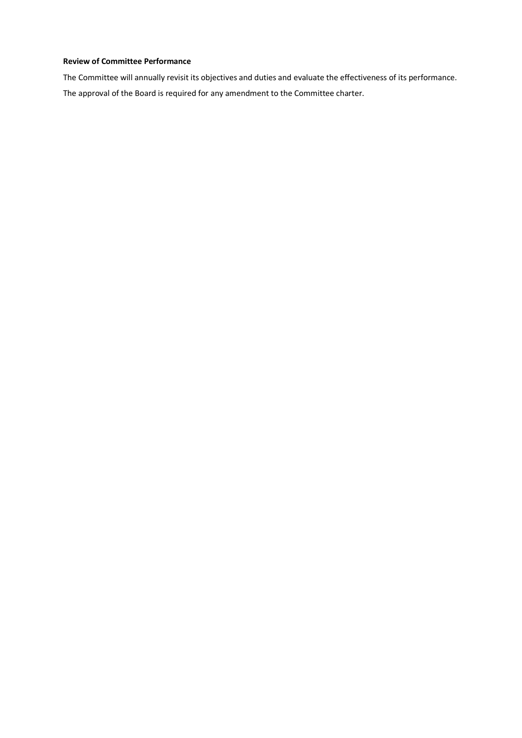**Review of Committee Performance**

The Committee will annually revisit its objectives and duties and evaluate the effectiveness of its performance.

The approval of the Board is required for any amendment to the Committee charter.